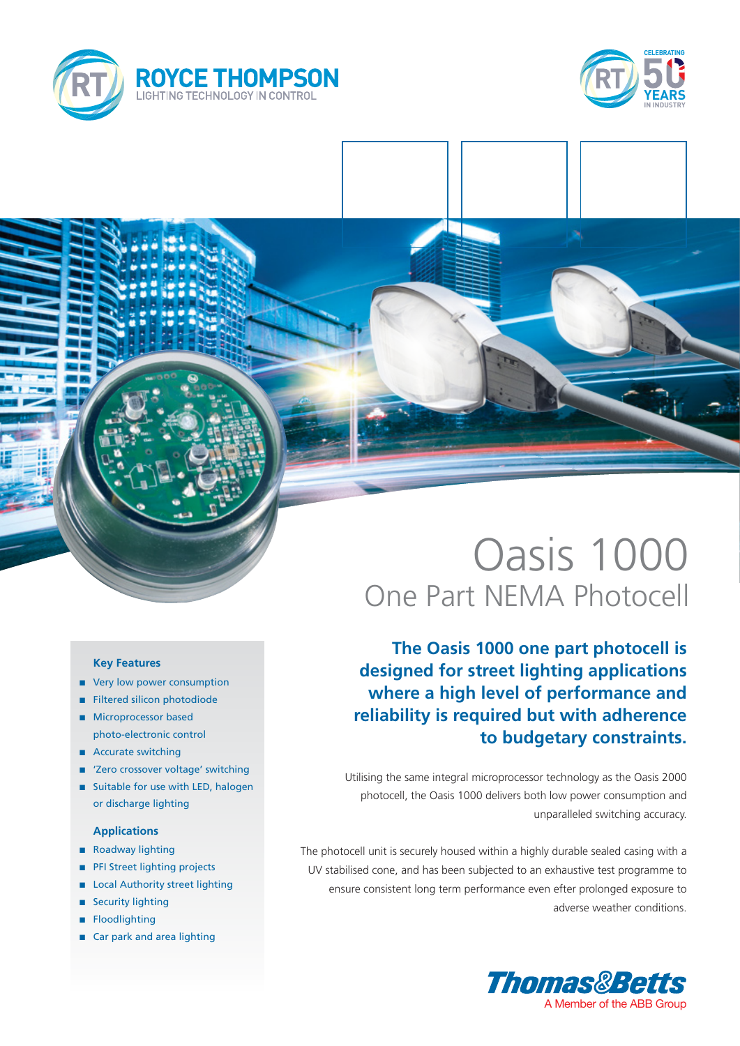ROYCE THOMPSON
LIGHTING TECHNOLOGY IN CONTROL

CELEBRATING 50 YEARS IN INDUSTRY

# Oasis 1000

## One Part NEMA Photocell

**The Oasis 1000 one part photocell is designed for street lighting applications where a high level of performance and reliability is required but with adherence to budgetary constraints.**

Utilising the same integral microprocessor technology as the Oasis 2000 photocell, the Oasis 1000 delivers both low power consumption and unparalleled switching accuracy.

The photocell unit is securely housed within a highly durable sealed casing with a UV stabilised cone, and has been subjected to an exhaustive test programme to ensure consistent long term performance even efter prolonged exposure to adverse weather conditions.

### Key Features

- Very low power consumption
- Filtered silicon photodiode
- Microprocessor based photo-electronic control
- Accurate switching
- 'Zero crossover voltage' switching
- Suitable for use with LED, halogen or discharge lighting

### Applications

- Roadway lighting
- PFI Street lighting projects
- Local Authority street lighting
- Security lighting
- Floodlighting
- Car park and area lighting

Thomas&Betts
A Member of the ABB Group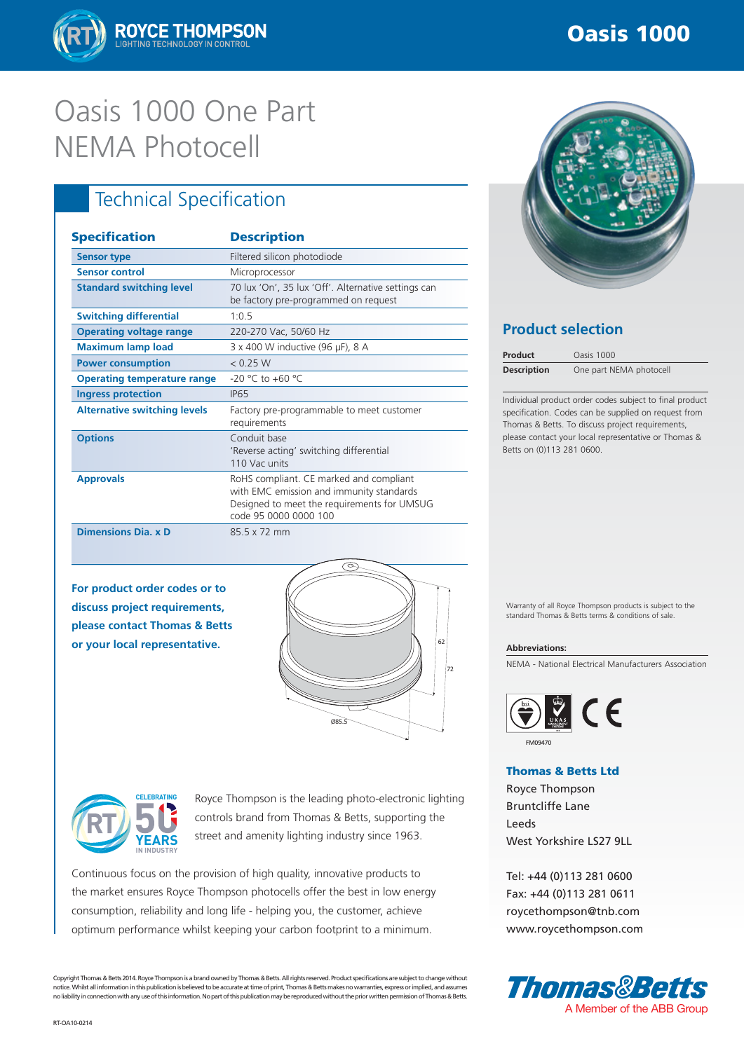ROYCE THOMPSON
LIGHTING TECHNOLOGY IN CONTROL

# Oasis 1000

# Oasis 1000 One Part NEMA Photocell

## Technical Specification

| Specification | Description |
|---|---|
| Sensor type | Filtered silicon photodiode |
| Sensor control | Microprocessor |
| Standard switching level | 70 lux 'On', 35 lux 'Off'. Alternative settings can be factory pre-programmed on request |
| Switching differential | 1:0.5 |
| Operating voltage range | 220-270 Vac, 50/60 Hz |
| Maximum lamp load | 3 x 400 W inductive (96 µF), 8 A |
| Power consumption | < 0.25 W |
| Operating temperature range | -20 °C to +60 °C |
| Ingress protection | IP65 |
| Alternative switching levels | Factory pre-programmable to meet customer requirements |
| Options | Conduit base<br>'Reverse acting' switching differential<br>110 Vac units |
| Approvals | RoHS compliant. CE marked and compliant with EMC emission and immunity standards<br>Designed to meet the requirements for UMSUG code 95 0000 0000 100 |
| Dimensions Dia. x D | 85.5 x 72 mm |

**For product order codes or to discuss project requirements, please contact Thomas & Betts or your local representative.**

62
72
Ø85.5

## Product selection

| | |
|---|---|
| **Product** | Oasis 1000 |
| **Description** | One part NEMA photocell |

Individual product order codes subject to final product specification. Codes can be supplied on request from Thomas & Betts. To discuss project requirements, please contact your local representative or Thomas & Betts on (0)113 281 0600.

CELEBRATING 50 YEARS IN INDUSTRY

Royce Thompson is the leading photo-electronic lighting controls brand from Thomas & Betts, supporting the street and amenity lighting industry since 1963.

Continuous focus on the provision of high quality, innovative products to the market ensures Royce Thompson photocells offer the best in low energy consumption, reliability and long life - helping you, the customer, achieve optimum performance whilst keeping your carbon footprint to a minimum.

Warranty of all Royce Thompson products is subject to the standard Thomas & Betts terms & conditions of sale.

**Abbreviations:**

NEMA - National Electrical Manufacturers Association

FM09470

**Thomas & Betts Ltd**
Royce Thompson
Bruntcliffe Lane
Leeds
West Yorkshire LS27 9LL

Tel: +44 (0)113 281 0600
Fax: +44 (0)113 281 0611
roycethompson@tnb.com
www.roycethompson.com

Thomas&Betts
A Member of the ABB Group

Copyright Thomas & Betts 2014. Royce Thompson is a brand owned by Thomas & Betts. All rights reserved. Product specifications are subject to change without notice. Whilst all information in this publication is believed to be accurate at time of print, Thomas & Betts makes no warranties, express or implied, and assumes no liability in connection with any use of this information. No part of this publication may be reproduced without the prior written permission of Thomas & Betts.

RT-OA10-0214